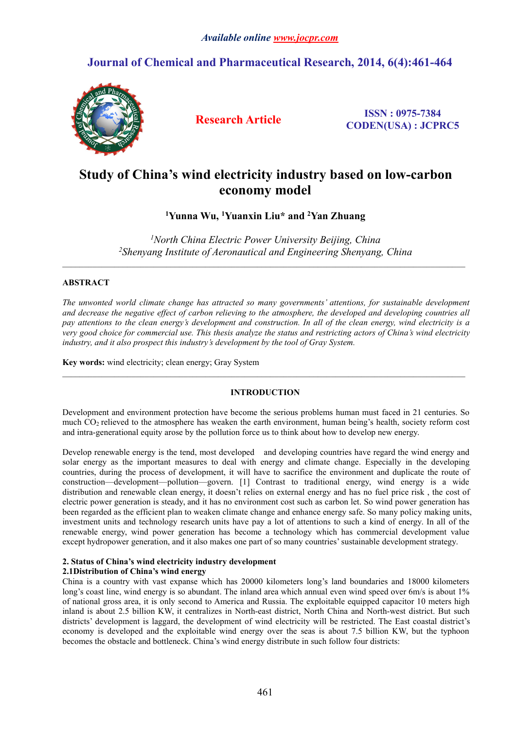*Available online www.jocpr.com*

# Journal of Chemical and Pharmaceutical Research, 2014, 6(4):461-464

**Research Article**

**ISSN : 0975-7384**
**CODEN(USA) : JCPRC5**

# Study of China's wind electricity industry based on low-carbon economy model

**[1]Yunna Wu, [1]Yuanxin Liu\* and [2]Yan Zhuang**

*[1]North China Electric Power University Beijing, China*
*[2]Shenyang Institute of Aeronautical and Engineering Shenyang, China*

---

## ABSTRACT

*The unwonted world climate change has attracted so many governments' attentions, for sustainable development and decrease the negative effect of carbon relieving to the atmosphere, the developed and developing countries all pay attentions to the clean energy's development and construction. In all of the clean energy, wind electricity is a very good choice for commercial use. This thesis analyze the status and restricting actors of China's wind electricity industry, and it also prospect this industry's development by the tool of Gray System.*

**Key words:** wind electricity; clean energy; Gray System

---

## INTRODUCTION

Development and environment protection have become the serious problems human must faced in 21 centuries. So much $CO_2$ relieved to the atmosphere has weaken the earth environment, human being's health, society reform cost and intra-generational equity arose by the pollution force us to think about how to develop new energy.

Develop renewable energy is the tend, most developed and developing countries have regard the wind energy and solar energy as the important measures to deal with energy and climate change. Especially in the developing countries, during the process of development, it will have to sacrifice the environment and duplicate the route of construction—development—pollution—govern. [1] Contrast to traditional energy, wind energy is a wide distribution and renewable clean energy, it doesn't relies on external energy and has no fuel price risk , the cost of electric power generation is steady, and it has no environment cost such as carbon let. So wind power generation has been regarded as the efficient plan to weaken climate change and enhance energy safe. So many policy making units, investment units and technology research units have pay a lot of attentions to such a kind of energy. In all of the renewable energy, wind power generation has become a technology which has commercial development value except hydropower generation, and it also makes one part of so many countries' sustainable development strategy.

### 2. Status of China's wind electricity industry development

#### 2.1Distribution of China's wind energy

China is a country with vast expanse which has 20000 kilometers long's land boundaries and 18000 kilometers long's coast line, wind energy is so abundant. The inland area which annual even wind speed over 6m/s is about 1% of national gross area, it is only second to America and Russia. The exploitable equipped capacitor 10 meters high inland is about 2.5 billion KW, it centralizes in North-east district, North China and North-west district. But such districts' development is laggard, the development of wind electricity will be restricted. The East coastal district's economy is developed and the exploitable wind energy over the seas is about 7.5 billion KW, but the typhoon becomes the obstacle and bottleneck. China's wind energy distribute in such follow four districts: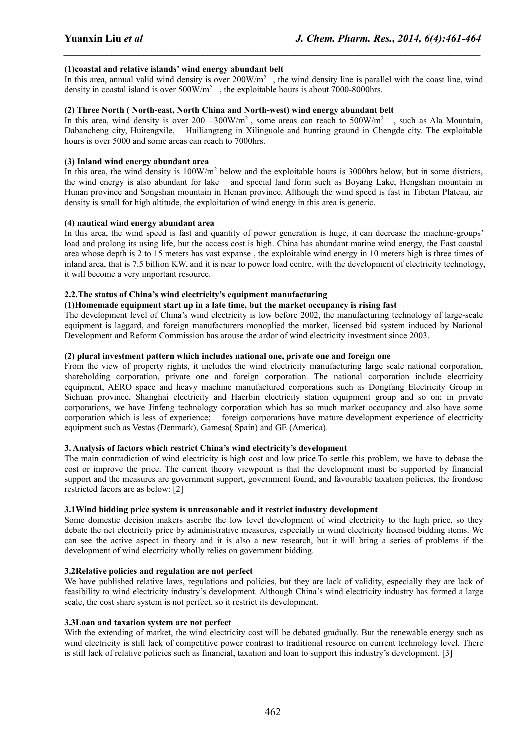**(1)coastal and relative islands' wind energy abundant belt**

In this area, annual valid wind density is over $200W/m^2$ , the wind density line is parallel with the coast line, wind density in coastal island is over $500W/m^2$ , the exploitable hours is about 7000-8000hrs.

**(2) Three North ( North-east, North China and North-west) wind energy abundant belt**

In this area, wind density is over 200—$300W/m^2$ , some areas can reach to $500W/m^2$ , such as Ala Mountain, Dabancheng city, Huitengxile, Huiliangteng in Xilinguole and hunting ground in Chengde city. The exploitable hours is over 5000 and some areas can reach to 7000hrs.

**(3) Inland wind energy abundant area**

In this area, the wind density is $100W/m^2$ below and the exploitable hours is 3000hrs below, but in some districts, the wind energy is also abundant for lake and special land form such as Boyang Lake, Hengshan mountain in Hunan province and Songshan mountain in Henan province. Although the wind speed is fast in Tibetan Plateau, air density is small for high altitude, the exploitation of wind energy in this area is generic.

**(4) nautical wind energy abundant area**

In this area, the wind speed is fast and quantity of power generation is huge, it can decrease the machine-groups' load and prolong its using life, but the access cost is high. China has abundant marine wind energy, the East coastal area whose depth is 2 to 15 meters has vast expanse , the exploitable wind energy in 10 meters high is three times of inland area, that is 7.5 billion KW, and it is near to power load centre, with the development of electricity technology, it will become a very important resource.

**2.2.The status of China's wind electricity's equipment manufacturing**

**(1)Homemade equipment start up in a late time, but the market occupancy is rising fast**

The development level of China's wind electricity is low before 2002, the manufacturing technology of large-scale equipment is laggard, and foreign manufacturers monoplied the market, licensed bid system induced by National Development and Reform Commission has arouse the ardor of wind electricity investment since 2003.

**(2) plural investment pattern which includes national one, private one and foreign one**

From the view of property rights, it includes the wind electricity manufacturing large scale national corporation, shareholding corporation, private one and foreign corporation. The national corporation include electricity equipment, AERO space and heavy machine manufactured corporations such as Dongfang Electricity Group in Sichuan province, Shanghai electricity and Haerbin electricity station equipment group and so on; in private corporations, we have Jinfeng technology corporation which has so much market occupancy and also have some corporation which is less of experience; foreign corporations have mature development experience of electricity equipment such as Vestas (Denmark), Gamesa( Spain) and GE (America).

**3. Analysis of factors which restrict China's wind electricity's development**

The main contradiction of wind electricity is high cost and low price.To settle this problem, we have to debase the cost or improve the price. The current theory viewpoint is that the development must be supported by financial support and the measures are government support, government found, and favourable taxation policies, the frondose restricted facors are as below: [2]

**3.1Wind bidding price system is unreasonable and it restrict industry development**

Some domestic decision makers ascribe the low level development of wind electricity to the high price, so they debate the net electricity price by administrative measures, especially in wind electricity licensed bidding items. We can see the active aspect in theory and it is also a new research, but it will bring a series of problems if the development of wind electricity wholly relies on government bidding.

**3.2Relative policies and regulation are not perfect**

We have published relative laws, regulations and policies, but they are lack of validity, especially they are lack of feasibility to wind electricity industry's development. Although China's wind electricity industry has formed a large scale, the cost share system is not perfect, so it restrict its development.

**3.3Loan and taxation system are not perfect**

With the extending of market, the wind electricity cost will be debated gradually. But the renewable energy such as wind electricity is still lack of competitive power contrast to traditional resource on current technology level. There is still lack of relative policies such as financial, taxation and loan to support this industry's development. [3]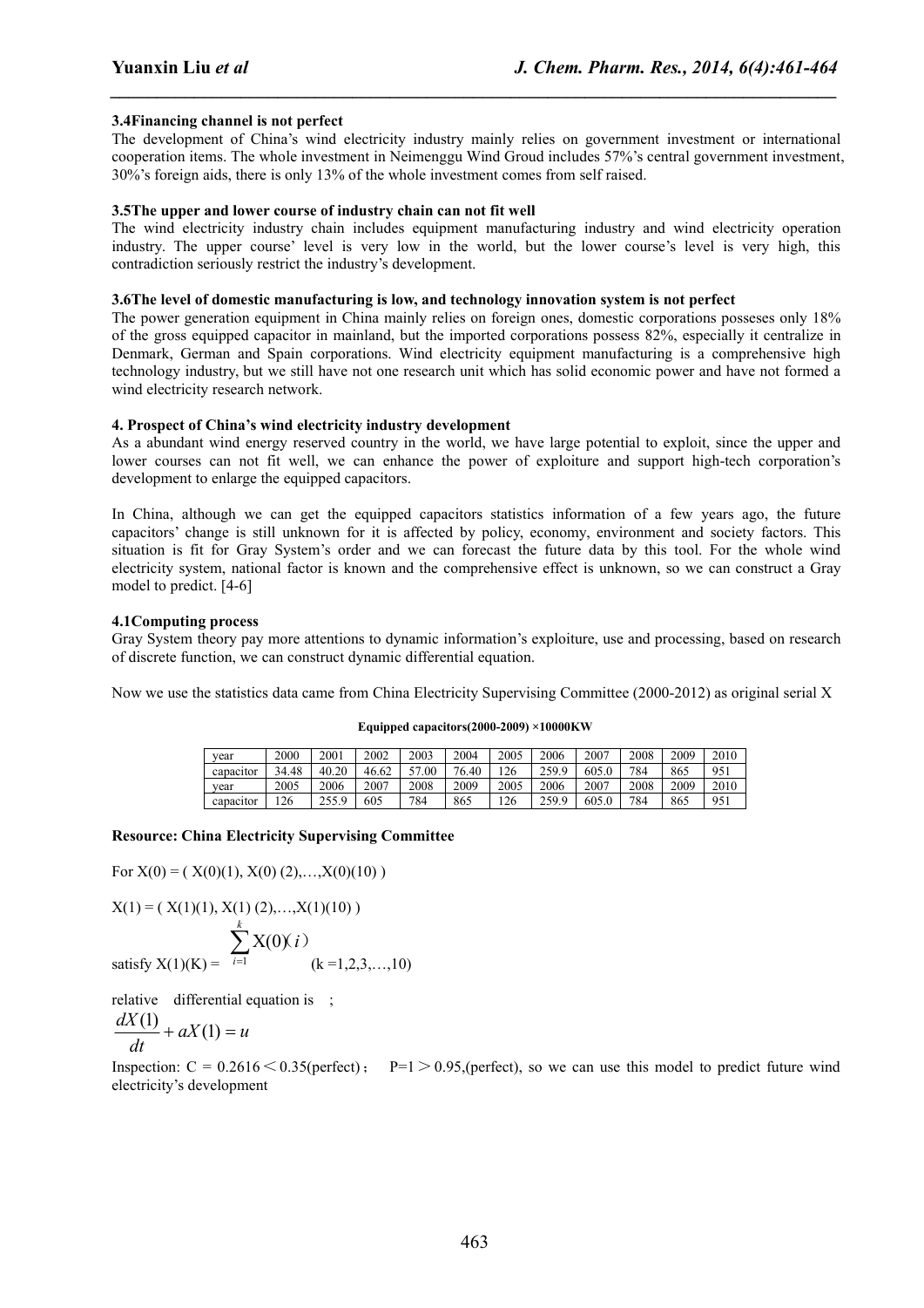### 3.4Financing channel is not perfect

The development of China's wind electricity industry mainly relies on government investment or international cooperation items. The whole investment in Neimenggu Wind Groud includes 57%'s central government investment, 30%'s foreign aids, there is only 13% of the whole investment comes from self raised.

### 3.5The upper and lower course of industry chain can not fit well

The wind electricity industry chain includes equipment manufacturing industry and wind electricity operation industry. The upper course' level is very low in the world, but the lower course's level is very high, this contradiction seriously restrict the industry's development.

### 3.6The level of domestic manufacturing is low, and technology innovation system is not perfect

The power generation equipment in China mainly relies on foreign ones, domestic corporations posseses only 18% of the gross equipped capacitor in mainland, but the imported corporations possess 82%, especially it centralize in Denmark, German and Spain corporations. Wind electricity equipment manufacturing is a comprehensive high technology industry, but we still have not one research unit which has solid economic power and have not formed a wind electricity research network.

## 4. Prospect of China's wind electricity industry development

As a abundant wind energy reserved country in the world, we have large potential to exploit, since the upper and lower courses can not fit well, we can enhance the power of exploiture and support high-tech corporation's development to enlarge the equipped capacitors.

In China, although we can get the equipped capacitors statistics information of a few years ago, the future capacitors' change is still unknown for it is affected by policy, economy, environment and society factors. This situation is fit for Gray System's order and we can forecast the future data by this tool. For the whole wind electricity system, national factor is known and the comprehensive effect is unknown, so we can construct a Gray model to predict. [4-6]

### 4.1Computing process

Gray System theory pay more attentions to dynamic information's exploiture, use and processing, based on research of discrete function, we can construct dynamic differential equation.

Now we use the statistics data came from China Electricity Supervising Committee (2000-2012) as original serial X

**Equipped capacitors(2000-2009) ×10000KW**

| year | 2000 | 2001 | 2002 | 2003 | 2004 | 2005 | 2006 | 2007 | 2008 | 2009 | 2010 |
|---|---|---|---|---|---|---|---|---|---|---|---|
| capacitor | 34.48 | 40.20 | 46.62 | 57.00 | 76.40 | 126 | 259.9 | 605.0 | 784 | 865 | 951 |
| year | 2005 | 2006 | 2007 | 2008 | 2009 | 2005 | 2006 | 2007 | 2008 | 2009 | 2010 |
| capacitor | 126 | 255.9 | 605 | 784 | 865 | 126 | 259.9 | 605.0 | 784 | 865 | 951 |

**Resource: China Electricity Supervising Committee**

For X(0) = ( X(0)(1), X(0) (2),…,X(0)(10) )

X(1) = ( X(1)(1), X(1) (2),…,X(1)(10) )

satisfy $X(1)(K) = \sum_{i=1}^{k} X(0)(i)$ (k =1,2,3,…,10)

relative differential equation is ;

$$\frac{dX(1)}{dt} + aX(1) = u$$

Inspection: C = 0.2616 < 0.35(perfect)； P=1 > 0.95,(perfect), so we can use this model to predict future wind electricity's development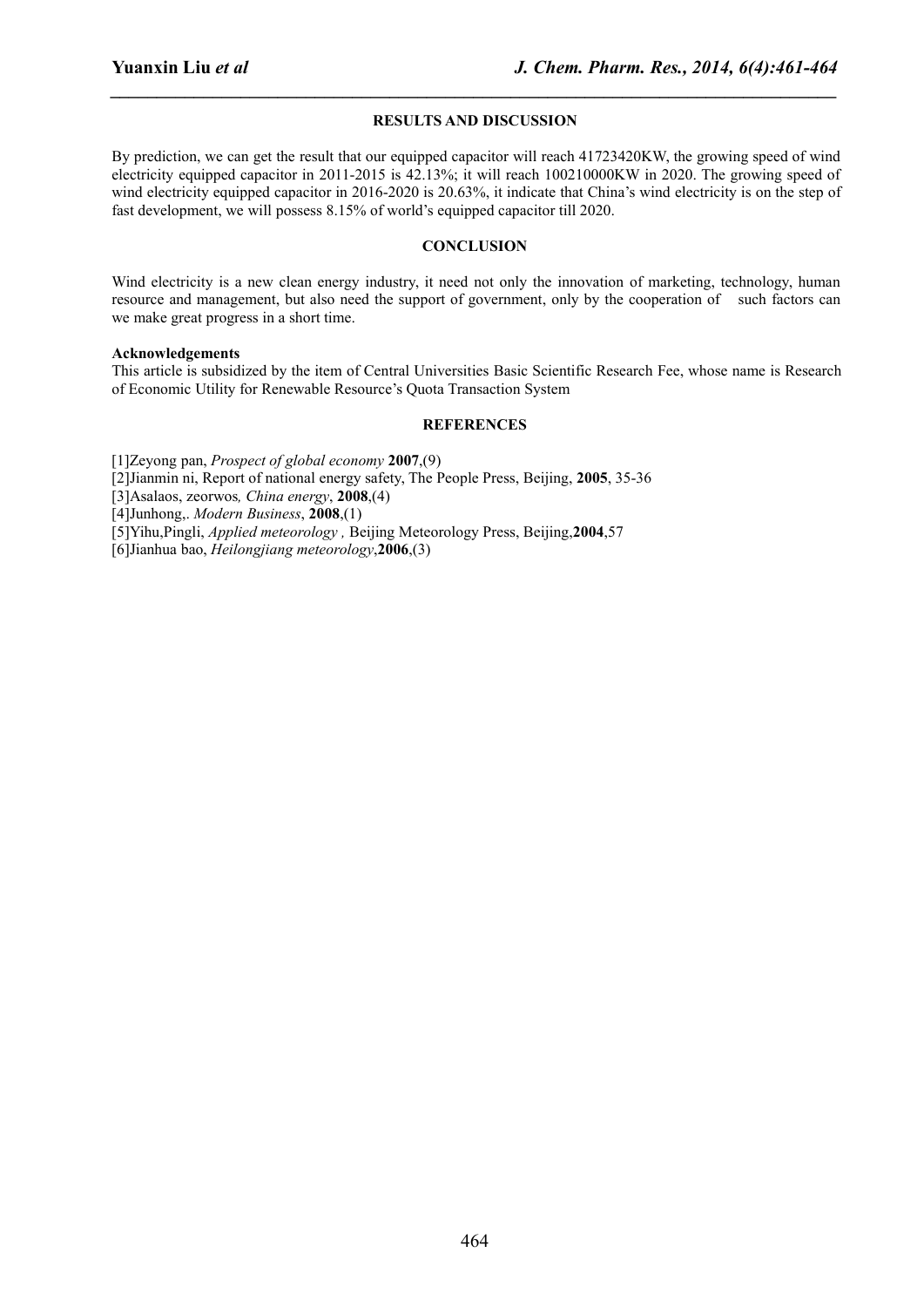## RESULTS AND DISCUSSION

By prediction, we can get the result that our equipped capacitor will reach 41723420KW, the growing speed of wind electricity equipped capacitor in 2011-2015 is 42.13%; it will reach 100210000KW in 2020. The growing speed of wind electricity equipped capacitor in 2016-2020 is 20.63%, it indicate that China's wind electricity is on the step of fast development, we will possess 8.15% of world's equipped capacitor till 2020.

## CONCLUSION

Wind electricity is a new clean energy industry, it need not only the innovation of marketing, technology, human resource and management, but also need the support of government, only by the cooperation of such factors can we make great progress in a short time.

**Acknowledgements**

This article is subsidized by the item of Central Universities Basic Scientific Research Fee, whose name is Research of Economic Utility for Renewable Resource's Quota Transaction System

## REFERENCES

[1]Zeyong pan, *Prospect of global economy* **2007**,(9)

[2]Jianmin ni, Report of national energy safety, The People Press, Beijing, **2005**, 35-36

[3]Asalaos, zeorwos*, China energy*, **2008**,(4)

[4]Junhong,. *Modern Business*, **2008**,(1)

[5]Yihu,Pingli, *Applied meteorology ,* Beijing Meteorology Press, Beijing,**2004**,57

[6]Jianhua bao, *Heilongjiang meteorology*,**2006**,(3)